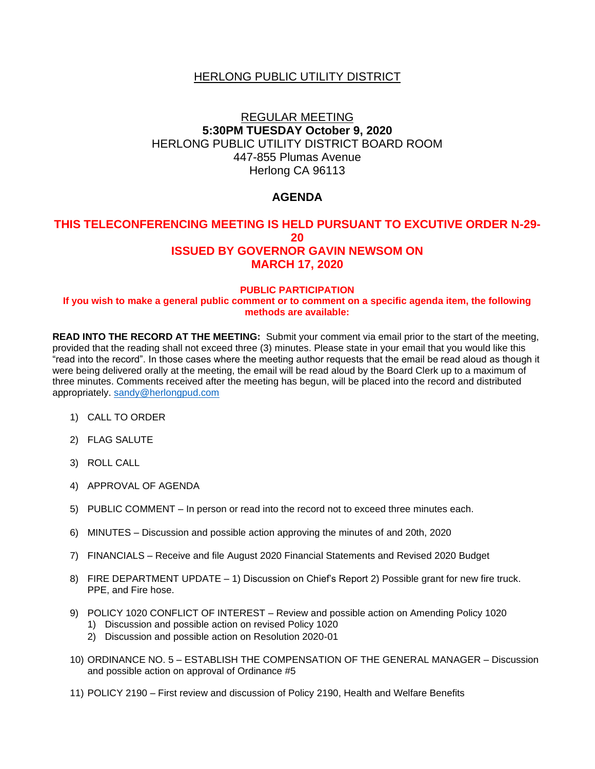# HERLONG PUBLIC UTILITY DISTRICT

## REGULAR MEETING

**5:30PM TUESDAY October 9, 2020**

HERLONG PUBLIC UTILITY DISTRICT BOARD ROOM
447-855 Plumas Avenue
Herlong CA 96113

## AGENDA

**THIS TELECONFERENCING MEETING IS HELD PURSUANT TO EXCUTIVE ORDER N-29-20 ISSUED BY GOVERNOR GAVIN NEWSOM ON MARCH 17, 2020**

**PUBLIC PARTICIPATION**

**If you wish to make a general public comment or to comment on a specific agenda item, the following methods are available:**

**READ INTO THE RECORD AT THE MEETING:** Submit your comment via email prior to the start of the meeting, provided that the reading shall not exceed three (3) minutes. Please state in your email that you would like this "read into the record". In those cases where the meeting author requests that the email be read aloud as though it were being delivered orally at the meeting, the email will be read aloud by the Board Clerk up to a maximum of three minutes. Comments received after the meeting has begun, will be placed into the record and distributed appropriately. sandy@herlongpud.com

1) CALL TO ORDER
2) FLAG SALUTE
3) ROLL CALL
4) APPROVAL OF AGENDA
5) PUBLIC COMMENT – In person or read into the record not to exceed three minutes each.
6) MINUTES – Discussion and possible action approving the minutes of and 20th, 2020
7) FINANCIALS – Receive and file August 2020 Financial Statements and Revised 2020 Budget
8) FIRE DEPARTMENT UPDATE – 1) Discussion on Chief's Report 2) Possible grant for new fire truck. PPE, and Fire hose.
9) POLICY 1020 CONFLICT OF INTEREST – Review and possible action on Amending Policy 1020
   1) Discussion and possible action on revised Policy 1020
   2) Discussion and possible action on Resolution 2020-01
10) ORDINANCE NO. 5 – ESTABLISH THE COMPENSATION OF THE GENERAL MANAGER – Discussion and possible action on approval of Ordinance #5
11) POLICY 2190 – First review and discussion of Policy 2190, Health and Welfare Benefits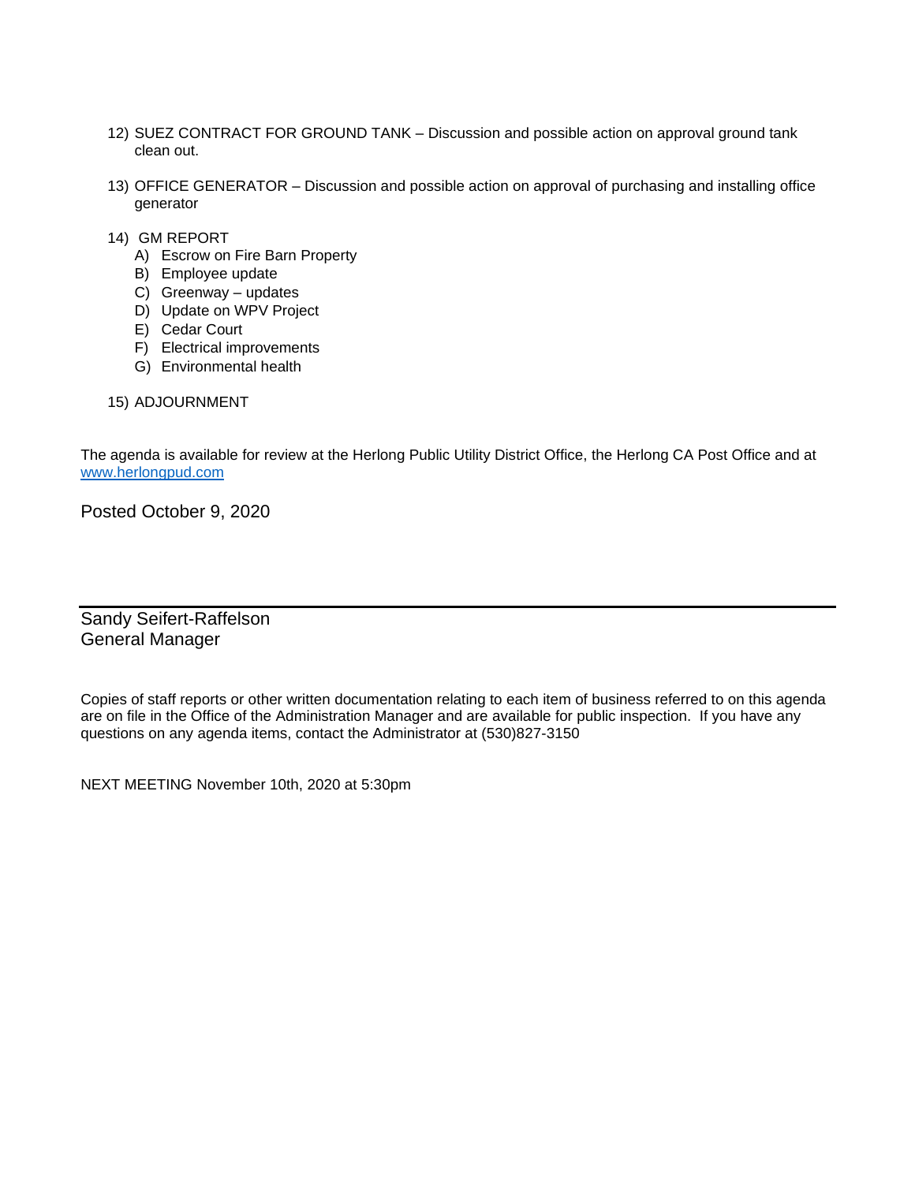12) SUEZ CONTRACT FOR GROUND TANK – Discussion and possible action on approval ground tank clean out.

13) OFFICE GENERATOR – Discussion and possible action on approval of purchasing and installing office generator

14) GM REPORT
   A) Escrow on Fire Barn Property
   B) Employee update
   C) Greenway – updates
   D) Update on WPV Project
   E) Cedar Court
   F) Electrical improvements
   G) Environmental health

15) ADJOURNMENT

The agenda is available for review at the Herlong Public Utility District Office, the Herlong CA Post Office and at www.herlongpud.com

Posted October 9, 2020

---

Sandy Seifert-Raffelson
General Manager

Copies of staff reports or other written documentation relating to each item of business referred to on this agenda are on file in the Office of the Administration Manager and are available for public inspection. If you have any questions on any agenda items, contact the Administrator at (530)827-3150

NEXT MEETING November 10th, 2020 at 5:30pm